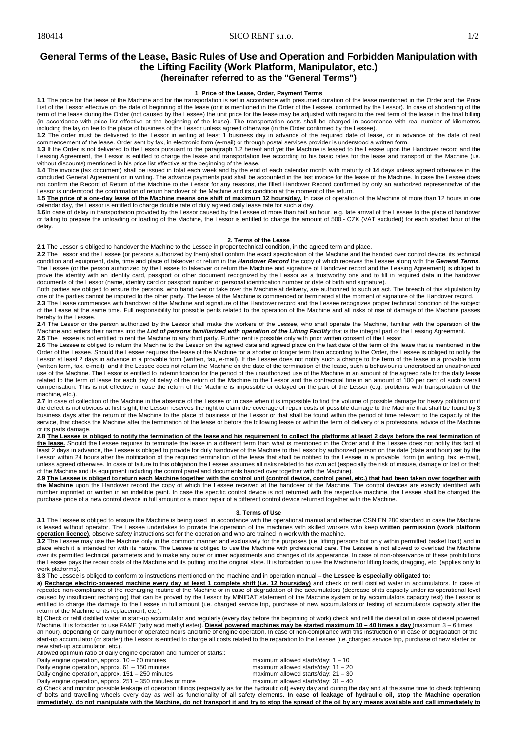# General Terms of the Lease, Basic Rules of Use and Operation and Forbidden Manipulation with the Lifting Facility (Work Platform, Manipulator, etc.)
## (hereinafter referred to as the "General Terms")

### 1. Price of the Lease, Order, Payment Terms

**1.1** The price for the lease of the Machine and for the transportation is set in accordance with presumed duration of the lease mentioned in the Order and the Price List of the Lessor effective on the date of beginning of the lease (or it is mentioned in the Order of the Lessee, confirmed by the Lessor). In case of shortening of the term of the lease during the Order (not caused by the Lessee) the unit price for the lease may be adjusted with regard to the real term of the lease in the final billing (in accordance with price list effective at the beginning of the lease). The transportation costs shall be charged in accordance with real number of kilometres including the lay on fee to the place of business of the Lessor unless agreed otherwise (in the Order confirmed by the Lessee).

**1.2** The order must be delivered to the Lessor in writing at least 1 business day in advance of the required date of lease, or in advance of the date of real commencement of the lease. Order sent by fax, in electronic form (e-mail) or through postal services provider is understood a written form.

**1.3** If the Order is not delivered to the Lessor pursuant to the paragraph 1.2 hereof and yet the Machine is leased to the Lessee upon the Handover record and the Leasing Agreement, the Lessor is entitled to charge the lease and transportation fee according to his basic rates for the lease and transport of the Machine (i.e. without discounts) mentioned in his price list effective at the beginning of the lease.

**1.4** The invoice (tax document) shall be issued in total each week and by the end of each calendar month with maturity of **14** days unless agreed otherwise in the concluded General Agreement or in writing. The advance payments paid shall be accounted in the last invoice for the lease of the Machine. In case the Lessee does not confirm the Record of Return of the Machine to the Lessor for any reasons, the filled Handover Record confirmed by only an authorized representative of the Lessor is understood the confirmation of return handover of the Machine and its condition at the moment of the return.

**1.5** **The price of a one-day lease of the Machine means one shift of maximum 12 hours/day.** In case of operation of the Machine of more than 12 hours in one calendar day, the Lessor is entitled to charge double rate of duly agreed daily lease rate for such a day.

**1.6** In case of delay in transportation provided by the Lessor caused by the Lessee of more than half an hour, e.g. late arrival of the Lessee to the place of handover or failing to prepare the unloading or loading of the Machine, the Lessor is entitled to charge the amount of 500,- CZK (VAT excluded) for each started hour of the delay.

### 2. Terms of the Lease

**2.1** The Lessor is obliged to handover the Machine to the Lessee in proper technical condition, in the agreed term and place.

**2.2** The Lessor and the Lessee (or persons authorized by them) shall confirm the exact specification of the Machine and the handed over control device, its technical condition and equipment, date, time and place of takeover or return in the ***Handover Record*** the copy of which receives the Lessee along with the ***General Terms***. The Lessee (or the person authorized by the Lessee to takeover or return the Machine and signature of Handover record and the Leasing Agreement) is obliged to prove the identity with an identity card, passport or other document recognized by the Lessor as a trustworthy one and to fill in required data in the handover documents of the Lessor (name, identity card or passport number or personal identification number or date of birth and signature).

Both parties are obliged to ensure the persons, who hand over or take over the Machine at delivery, are authorized to such an act. The breach of this stipulation by one of the parties cannot be imputed to the other party. The lease of the Machine is commenced or terminated at the moment of signature of the Handover record.

**2.3** The Lease commences with handover of the Machine and signature of the Handover record and the Lessee recognizes proper technical condition of the subject of the Lease at the same time. Full responsibility for possible perils related to the operation of the Machine and all risks of rise of damage of the Machine passes hereby to the Lessee.

**2.4** The Lessor or the person authorized by the Lessor shall make the workers of the Lessee, who shall operate the Machine, familiar with the operation of the Machine and enters their names into the ***List of persons familiarized with operation of the Lifting Facility*** that is the integral part of the Leasing Agreement.

**2.5** The Lessee is not entitled to rent the Machine to any third party. Further rent is possible only with prior written consent of the Lessor.

**2.6** The Lessee is obliged to return the Machine to the Lessor on the agreed date and agreed place on the last date of the term of the lease that is mentioned in the Order of the Lessee. Should the Lessee requires the lease of the Machine for a shorter or longer term than according to the Order, the Lessee is obliged to notify the Lessor at least 2 days in advance in a provable form (written, fax, e-mail). If the Lessee does not notify such a change to the term of the lease in a provable form (written form, fax, e-mail) and if the Lessee does not return the Machine on the date of the termination of the lease, such a behaviour is understood an unauthorized use of the Machine. The Lessor is entitled to indemnification for the period of the unauthorized use of the Machine in an amount of the agreed rate for the daily lease related to the term of lease for each day of delay of the return of the Machine to the Lessor and the contractual fine in an amount of 100 per cent of such overall compensation. This is not effective in case the return of the Machine is impossible or delayed on the part of the Lessor (e.g. problems with transportation of the machine, etc.).

**2.7** In case of collection of the Machine in the absence of the Lessee or in case when it is impossible to find the volume of possible damage for heavy pollution or if the defect is not obvious at first sight, the Lessor reserves the right to claim the coverage of repair costs of possible damage to the Machine that shall be found by 3 business days after the return of the Machine to the place of business of the Lessor or that shall be found within the period of time relevant to the capacity of the service, that checks the Machine after the termination of the lease or before the following lease or within the term of delivery of a professional advice of the Machine or its parts damage.

**2.8** **The Lessee is obliged to notify the termination of the lease and his requirement to collect the platforms at least 2 days before the real termination of the lease.** Should the Lessee requires to terminate the lease in a different term than what is mentioned in the Order and if the Lessee does not notify this fact at least 2 days in advance, the Lessee is obliged to provide for duly handover of the Machine to the Lessor by authorized person on the date (date and hour) set by the Lessor within 24 hours after the notification of the required termination of the lease that shall be notified to the Lessee in a provable form (in writing, fax, e-mail), unless agreed otherwise. In case of failure to this obligation the Lessee assumes all risks related to his own act (especially the risk of misuse, damage or lost or theft of the Machine and its equipment including the control panel and documents handed over together with the Machine).

**2.9** **The Lessee is obliged to return each Machine together with the control unit (control device, control panel, etc.) that had been taken over together with the Machine** upon the Handover record the copy of which the Lessee received at the handover of the Machine. The control devices are exactly identified with number imprinted or written in an indelible paint. In case the specific control device is not returned with the respective machine, the Lessee shall be charged the purchase price of a new control device in full amount or a minor repair of a different control device returned together with the Machine.

### 3. Terms of Use

**3.1** The Lessee is obliged to ensure the Machine is being used in accordance with the operational manual and effective CSN EN 280 standard in case the Machine is leased without operator. The Lessee undertakes to provide the operation of the machines with skilled workers who keep **written permission (work platform operation licence)**, observe safety instructions set for the operation and who are trained in work with the machine.

**3.2** The Lessee may use the Machine only in the common manner and exclusively for the purposes (i.e. lifting persons but only within permitted basket load) and in place which it is intended for with its nature. The Lessee is obliged to use the Machine with professional care. The Lessee is not allowed to overload the Machine over its permitted technical parameters and to make any outer or inner adjustments and changes of its appearance. In case of non-observance of these prohibitions the Lessee pays the repair costs of the Machine and its putting into the original state. It is forbidden to use the Machine for lifting loads, dragging, etc. (applies only to work platforms).

**3.3** The Lessee is obliged to conform to instructions mentioned on the machine and in operation manual – **the Lessee is especially obligated to:**

**a)** **Recharge electric-powered machine every day at least 1 complete shift (i.e. 12 hours/day)** and check or refill distilled water in accumulators. In case of repeated non-compliance of the recharging routine of the Machine or in case of degradation of the accumulators (decrease of its capacity under its operational level caused by insufficient recharging) that can be proved by the Lessor by MINIDAT statement of the Machine system or by accumulators capacity test) the Lessor is entitled to charge the damage to the Lessee in full amount (i.e. charged service trip, purchase of new accumulators or testing of accumulators capacity after the return of the Machine or its replacement, etc.).

**b)** Check or refill distilled water in start-up accumulator and regularly (every day before the beginning of work) check and refill the diesel oil in case of diesel powered Machine. It is forbidden to use FAME (fatty acid methyl ester). **Diesel powered machines may be started maximum 10 – 40 times a day** (maximum 3 – 6 times an hour), depending on daily number of operated hours and time of engine operation. In case of non-compliance with this instruction or in case of degradation of the start-up accumulator (or starter) the Lessor is entitled to charge all costs related to the reparation to the Lessee (i.e. charged service trip, purchase of new starter or new start-up accumulator, etc.).

Allowed optimum ratio of daily engine operation and number of starts::

| | |
|---|---|
| Daily engine operation, approx. 10 – 60 minutes | maximum allowed starts/day: 1 – 10 |
| Daily engine operation, approx. 61 – 150 minutes | maximum allowed starts/day: 11 – 20 |
| Daily engine operation, approx. 151 – 250 minutes | maximum allowed starts/day: 21 – 30 |
| Daily engine operation, approx. 251 – 350 minutes or more | maximum allowed starts/day: 31 – 40 |

**c)** Check and monitor possible leakage of operation fillings (especially as for the hydraulic oil) every day and during the day and at the same time to check tightening of bolts and travelling wheels every day as well as functionality of all safety elements. **In case of leakage of hydraulic oil, stop the Machine operation immediately, do not manipulate with the Machine, do not transport it and try to stop the spread of the oil by any means available and call immediately to**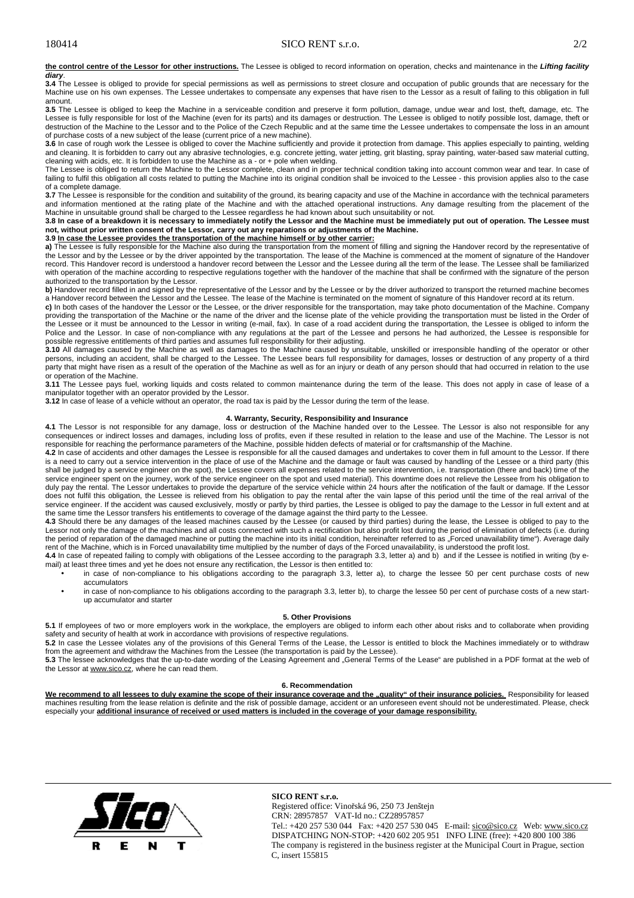**the control centre of the Lessor for other instructions.** The Lessee is obliged to record information on operation, checks and maintenance in the ***Lifting facility diary***.

**3.4** The Lessee is obliged to provide for special permissions as well as permissions to street closure and occupation of public grounds that are necessary for the Machine use on his own expenses. The Lessee undertakes to compensate any expenses that have risen to the Lessor as a result of failing to this obligation in full amount.

**3.5** The Lessee is obliged to keep the Machine in a serviceable condition and preserve it form pollution, damage, undue wear and lost, theft, damage, etc. The Lessee is fully responsible for lost of the Machine (even for its parts) and its damages or destruction. The Lessee is obliged to notify possible lost, damage, theft or destruction of the Machine to the Lessor and to the Police of the Czech Republic and at the same time the Lessee undertakes to compensate the loss in an amount of purchase costs of a new subject of the lease (current price of a new machine).

**3.6** In case of rough work the Lessee is obliged to cover the Machine sufficiently and provide it protection from damage. This applies especially to painting, welding and cleaning. It is forbidden to carry out any abrasive technologies, e.g. concrete jetting, water jetting, grit blasting, spray painting, water-based saw material cutting, cleaning with acids, etc. It is forbidden to use the Machine as a - or + pole when welding.

The Lessee is obliged to return the Machine to the Lessor complete, clean and in proper technical condition taking into account common wear and tear. In case of failing to fulfil this obligation all costs related to putting the Machine into its original condition shall be invoiced to the Lessee - this provision applies also to the case of a complete damage.

**3.7** The Lessee is responsible for the condition and suitability of the ground, its bearing capacity and use of the Machine in accordance with the technical parameters and information mentioned at the rating plate of the Machine and with the attached operational instructions. Any damage resulting from the placement of the Machine in unsuitable ground shall be charged to the Lessee regardless he had known about such unsuitability or not.

**3.8 In case of a breakdown it is necessary to immediately notify the Lessor and the Machine must be immediately put out of operation. The Lessee must not, without prior written consent of the Lessor, carry out any reparations or adjustments of the Machine.**

**3.9 In case the Lessee provides the transportation of the machine himself or by other carrier:**

**a)** The Lessee is fully responsible for the Machine also during the transportation from the moment of filling and signing the Handover record by the representative of the Lessor and by the Lessee or by the driver appointed by the transportation. The lease of the Machine is commenced at the moment of signature of the Handover record. This Handover record is understood a handover record between the Lessor and the Lessee during all the term of the lease. The Lessee shall be familiarized with operation of the machine according to respective regulations together with the handover of the machine that shall be confirmed with the signature of the person authorized to the transportation by the Lessor.

**b)** Handover record filled in and signed by the representative of the Lessor and by the Lessee or by the driver authorized to transport the returned machine becomes a Handover record between the Lessor and the Lessee. The lease of the Machine is terminated on the moment of signature of this Handover record at its return.

**c)** In both cases of the handover the Lessor or the Lessee, or the driver responsible for the transportation, may take photo documentation of the Machine. Company providing the transportation of the Machine or the name of the driver and the license plate of the vehicle providing the transportation must be listed in the Order of the Lessee or it must be announced to the Lessor in writing (e-mail, fax). In case of a road accident during the transportation, the Lessee is obliged to inform the Police and the Lessor. In case of non-compliance with any regulations at the part of the Lessee and persons he had authorized, the Lessee is responsible for possible regressive entitlements of third parties and assumes full responsibility for their adjusting.

**3.10** All damages caused by the Machine as well as damages to the Machine caused by unsuitable, unskilled or irresponsible handling of the operator or other persons, including an accident, shall be charged to the Lessee. The Lessee bears full responsibility for damages, losses or destruction of any property of a third party that might have risen as a result of the operation of the Machine as well as for an injury or death of any person should that had occurred in relation to the use or operation of the Machine.

**3.11** The Lessee pays fuel, working liquids and costs related to common maintenance during the term of the lease. This does not apply in case of lease of a manipulator together with an operator provided by the Lessor.

**3.12** In case of lease of a vehicle without an operator, the road tax is paid by the Lessor during the term of the lease.

## 4. Warranty, Security, Responsibility and Insurance

**4.1** The Lessor is not responsible for any damage, loss or destruction of the Machine handed over to the Lessee. The Lessor is also not responsible for any consequences or indirect losses and damages, including loss of profits, even if these resulted in relation to the lease and use of the Machine. The Lessor is not responsible for reaching the performance parameters of the Machine, possible hidden defects of material or for craftsmanship of the Machine.

**4.2** In case of accidents and other damages the Lessee is responsible for all the caused damages and undertakes to cover them in full amount to the Lessor. If there is a need to carry out a service intervention in the place of use of the Machine and the damage or fault was caused by handling of the Lessee or a third party (this shall be judged by a service engineer on the spot), the Lessee covers all expenses related to the service intervention, i.e. transportation (there and back) time of the service engineer spent on the journey, work of the service engineer on the spot and used material). This downtime does not relieve the Lessee from his obligation to duly pay the rental. The Lessor undertakes to provide the departure of the service vehicle within 24 hours after the notification of the fault or damage. If the Lessor does not fulfil this obligation, the Lessee is relieved from his obligation to pay the rental after the vain lapse of this period until the time of the real arrival of the service engineer. If the accident was caused exclusively, mostly or partly by third parties, the Lessee is obliged to pay the damage to the Lessor in full extent and at the same time the Lessor transfers his entitlements to coverage of the damage against the third party to the Lessee.

**4.3** Should there be any damages of the leased machines caused by the Lessee (or caused by third parties) during the lease, the Lessee is obliged to pay to the Lessor not only the damage of the machines and all costs connected with such a rectification but also profit lost during the period of elimination of defects (i.e. during the period of reparation of the damaged machine or putting the machine into its initial condition, hereinafter referred to as „Forced unavailability time"). Average daily rent of the Machine, which is in Forced unavailability time multiplied by the number of days of the Forced unavailability, is understood the profit lost.

**4.4** In case of repeated failing to comply with obligations of the Lessee according to the paragraph 3.3, letter a) and b) and if the Lessee is notified in writing (by e-mail) at least three times and yet he does not ensure any rectification, the Lessor is then entitled to:

- in case of non-compliance to his obligations according to the paragraph 3.3, letter a), to charge the lessee 50 per cent purchase costs of new accumulators
- in case of non-compliance to his obligations according to the paragraph 3.3, letter b), to charge the lessee 50 per cent of purchase costs of a new start-up accumulator and starter

## 5. Other Provisions

**5.1** If employees of two or more employers work in the workplace, the employers are obliged to inform each other about risks and to collaborate when providing safety and security of health at work in accordance with provisions of respective regulations.

**5.2** In case the Lessee violates any of the provisions of this General Terms of the Lease, the Lessor is entitled to block the Machines immediately or to withdraw from the agreement and withdraw the Machines from the Lessee (the transportation is paid by the Lessee).

**5.3** The lessee acknowledges that the up-to-date wording of the Leasing Agreement and „General Terms of the Lease" are published in a PDF format at the web of the Lessor at www.sico.cz, where he can read them.

## 6. Recommendation

**We recommend to all lessees to duly examine the scope of their insurance coverage and the „quality" of their insurance policies.** Responsibility for leased machines resulting from the lease relation is definite and the risk of possible damage, accident or an unforeseen event should not be underestimated. Please, check especially your **additional insurance of received or used matters is included in the coverage of your damage responsibility.**

**SICO RENT s.r.o.**
Registered office: Vinořská 96, 250 73 Jenštejn
CRN: 28957857 VAT-Id no.: CZ28957857
Tel.: +420 257 530 044 Fax: +420 257 530 045 E-mail: sico@sico.cz Web: www.sico.cz
DISPATCHING NON-STOP: +420 602 205 951 INFO LINE (free): +420 800 100 386
The company is registered in the business register at the Municipal Court in Prague, section C, insert 155815